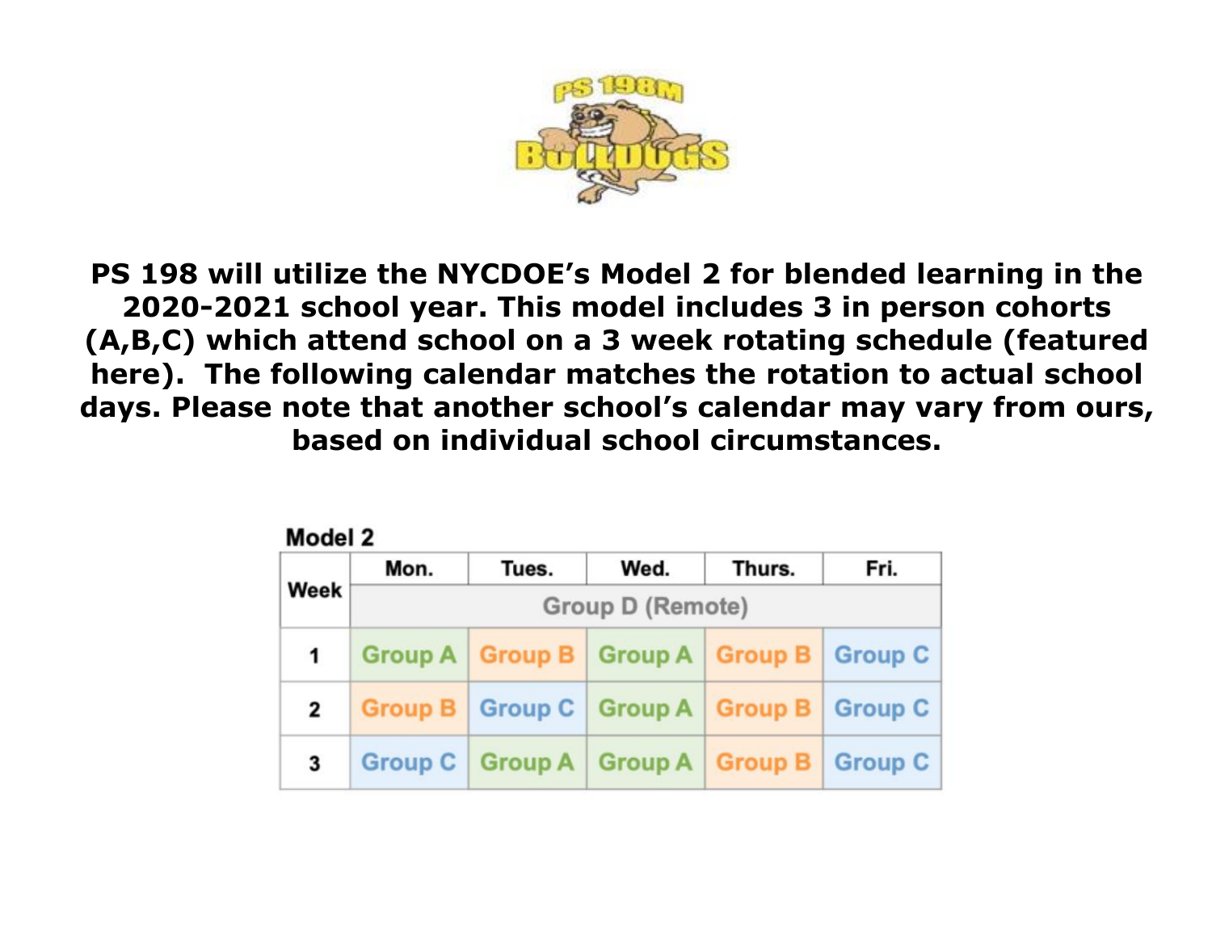**PS 198 will utilize the NYCDOE's Model 2 for blended learning in the 2020-2021 school year. This model includes 3 in person cohorts (A,B,C) which attend school on a 3 week rotating schedule (featured here). The following calendar matches the rotation to actual school days. Please note that another school's calendar may vary from ours, based on individual school circumstances.**

**Model 2**

| Week | Mon. | Tues. | Wed. | Thurs. | Fri. |
|---|---|---|---|---|---|
| | Group D (Remote) | | | | |
| 1 | Group A | Group B | Group A | Group B | Group C |
| 2 | Group B | Group C | Group A | Group B | Group C |
| 3 | Group C | Group A | Group A | Group B | Group C |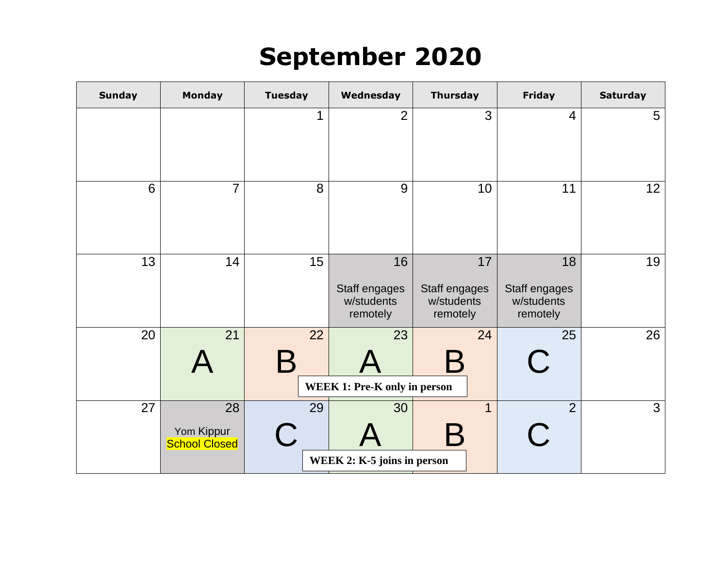# September 2020

| Sunday | Monday | Tuesday | Wednesday | Thursday | Friday | Saturday |
|---|---|---|---|---|---|---|
| | | 1 | 2 | 3 | 4 | 5 |
| 6 | 7 | 8 | 9 | 10 | 11 | 12 |
| 13 | 14 | 15 | 16 Staff engages w/students remotely | 17 Staff engages w/students remotely | 18 Staff engages w/students remotely | 19 |
| 20 | 21 A | 22 B | 23 A | 24 B | 25 C | 26 |
| 27 | 28 Yom Kippur School Closed | 29 C | 30 A | 1 B | 2 C | 3 |

**WEEK 1: Pre-K only in person**

**WEEK 2: K-5 joins in person**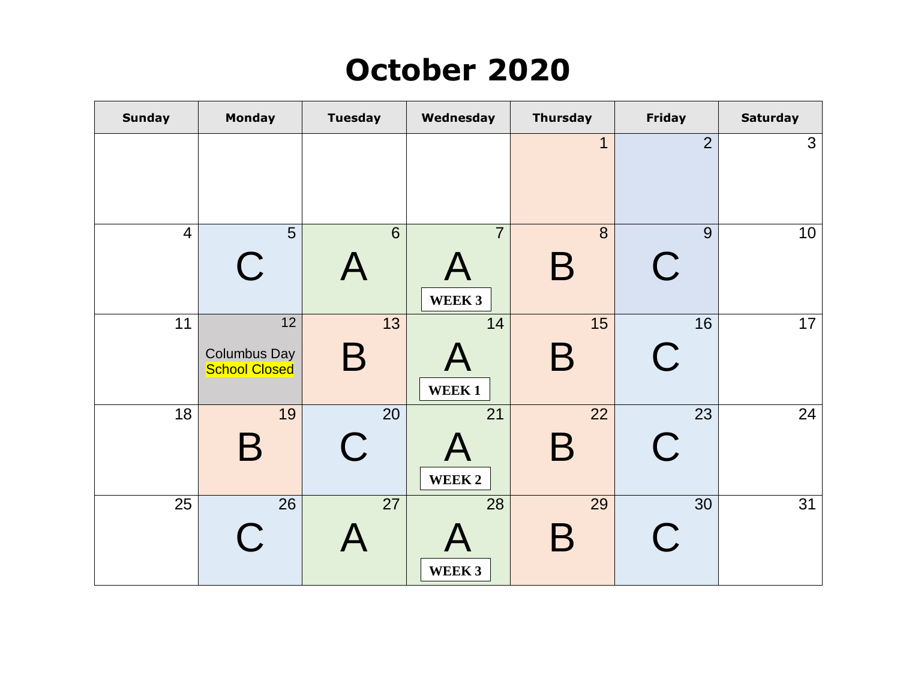# October 2020

| Sunday | Monday | Tuesday | Wednesday | Thursday | Friday | Saturday |
|---|---|---|---|---|---|---|
| | | | | 1 | 2 | 3 |
| 4 | 5 C | 6 A | 7 A WEEK 3 | 8 B | 9 C | 10 |
| 11 | 12 Columbus Day School Closed | 13 B | 14 A WEEK 1 | 15 B | 16 C | 17 |
| 18 | 19 B | 20 C | 21 A WEEK 2 | 22 B | 23 C | 24 |
| 25 | 26 C | 27 A | 28 A WEEK 3 | 29 B | 30 C | 31 |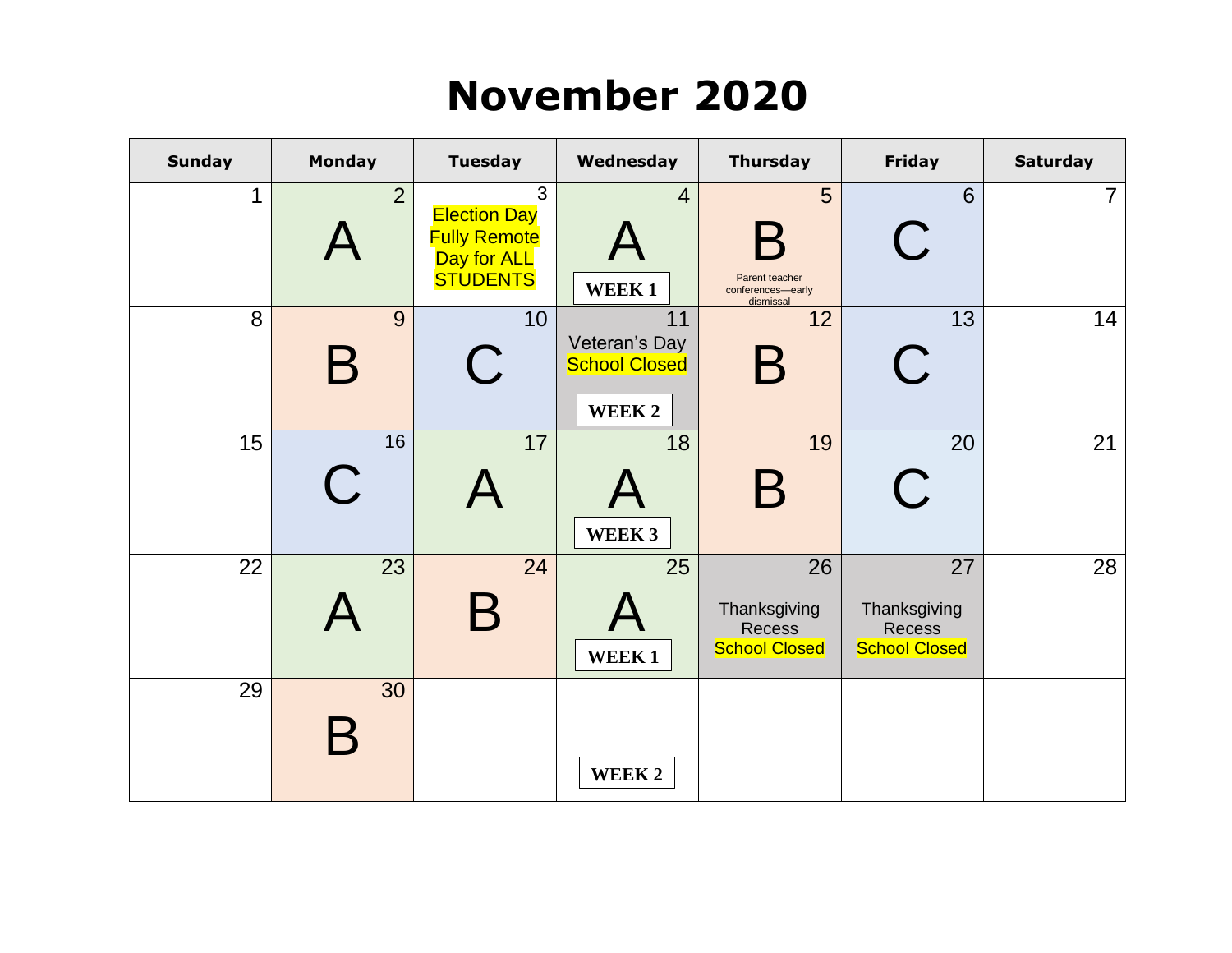# November 2020

| Sunday | Monday | Tuesday | Wednesday | Thursday | Friday | Saturday |
|---|---|---|---|---|---|---|
| 1 | 2 A | 3 Election Day Fully Remote Day for ALL STUDENTS | 4 A WEEK 1 | 5 B Parent teacher conferences—early dismissal | 6 C | 7 |
| 8 | 9 B | 10 C | 11 Veteran's Day School Closed WEEK 2 | 12 B | 13 C | 14 |
| 15 | 16 C | 17 A | 18 A WEEK 3 | 19 B | 20 C | 21 |
| 22 | 23 A | 24 B | 25 A WEEK 1 | 26 Thanksgiving Recess School Closed | 27 Thanksgiving Recess School Closed | 28 |
| 29 | 30 B | | WEEK 2 | | | |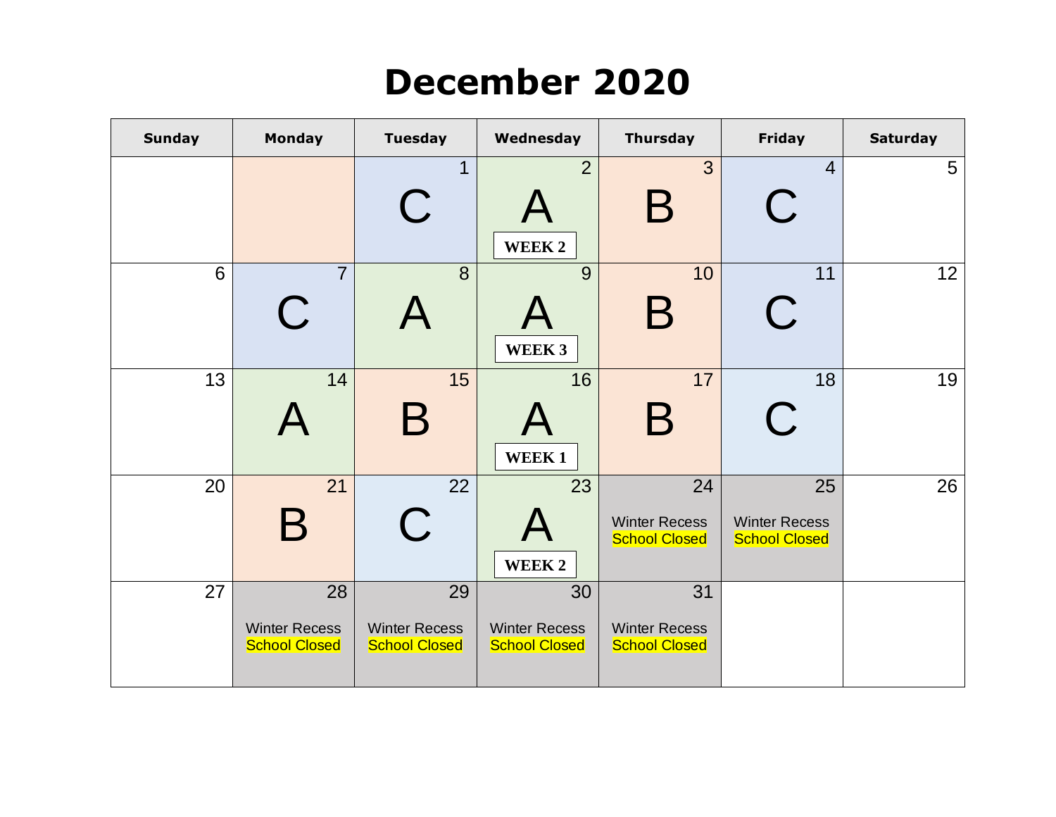# December 2020

| Sunday | Monday | Tuesday | Wednesday | Thursday | Friday | Saturday |
|---|---|---|---|---|---|---|
| | | 1 C | 2 A WEEK 2 | 3 B | 4 C | 5 |
| 6 | 7 C | 8 A | 9 A WEEK 3 | 10 B | 11 C | 12 |
| 13 | 14 A | 15 B | 16 A WEEK 1 | 17 B | 18 C | 19 |
| 20 | 21 B | 22 C | 23 A WEEK 2 | 24 Winter Recess School Closed | 25 Winter Recess School Closed | 26 |
| 27 | 28 Winter Recess School Closed | 29 Winter Recess School Closed | 30 Winter Recess School Closed | 31 Winter Recess School Closed | | |